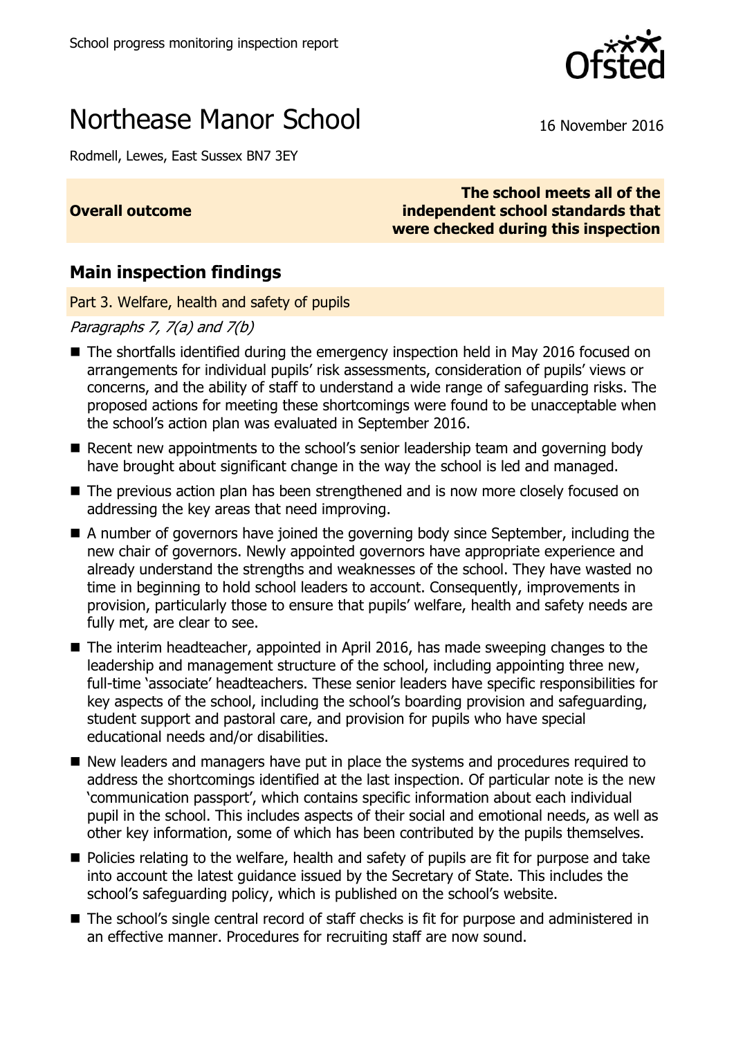# Northease Manor School

16 November 2016

Rodmell, Lewes, East Sussex BN7 3EY

| | |
|---|---|
| **Overall outcome** | **The school meets all of the independent school standards that were checked during this inspection** |

## Main inspection findings

Part 3. Welfare, health and safety of pupils

*Paragraphs 7, 7(a) and 7(b)*

- The shortfalls identified during the emergency inspection held in May 2016 focused on arrangements for individual pupils' risk assessments, consideration of pupils' views or concerns, and the ability of staff to understand a wide range of safeguarding risks. The proposed actions for meeting these shortcomings were found to be unacceptable when the school's action plan was evaluated in September 2016.
- Recent new appointments to the school's senior leadership team and governing body have brought about significant change in the way the school is led and managed.
- The previous action plan has been strengthened and is now more closely focused on addressing the key areas that need improving.
- A number of governors have joined the governing body since September, including the new chair of governors. Newly appointed governors have appropriate experience and already understand the strengths and weaknesses of the school. They have wasted no time in beginning to hold school leaders to account. Consequently, improvements in provision, particularly those to ensure that pupils' welfare, health and safety needs are fully met, are clear to see.
- The interim headteacher, appointed in April 2016, has made sweeping changes to the leadership and management structure of the school, including appointing three new, full-time 'associate' headteachers. These senior leaders have specific responsibilities for key aspects of the school, including the school's boarding provision and safeguarding, student support and pastoral care, and provision for pupils who have special educational needs and/or disabilities.
- New leaders and managers have put in place the systems and procedures required to address the shortcomings identified at the last inspection. Of particular note is the new 'communication passport', which contains specific information about each individual pupil in the school. This includes aspects of their social and emotional needs, as well as other key information, some of which has been contributed by the pupils themselves.
- Policies relating to the welfare, health and safety of pupils are fit for purpose and take into account the latest guidance issued by the Secretary of State. This includes the school's safeguarding policy, which is published on the school's website.
- The school's single central record of staff checks is fit for purpose and administered in an effective manner. Procedures for recruiting staff are now sound.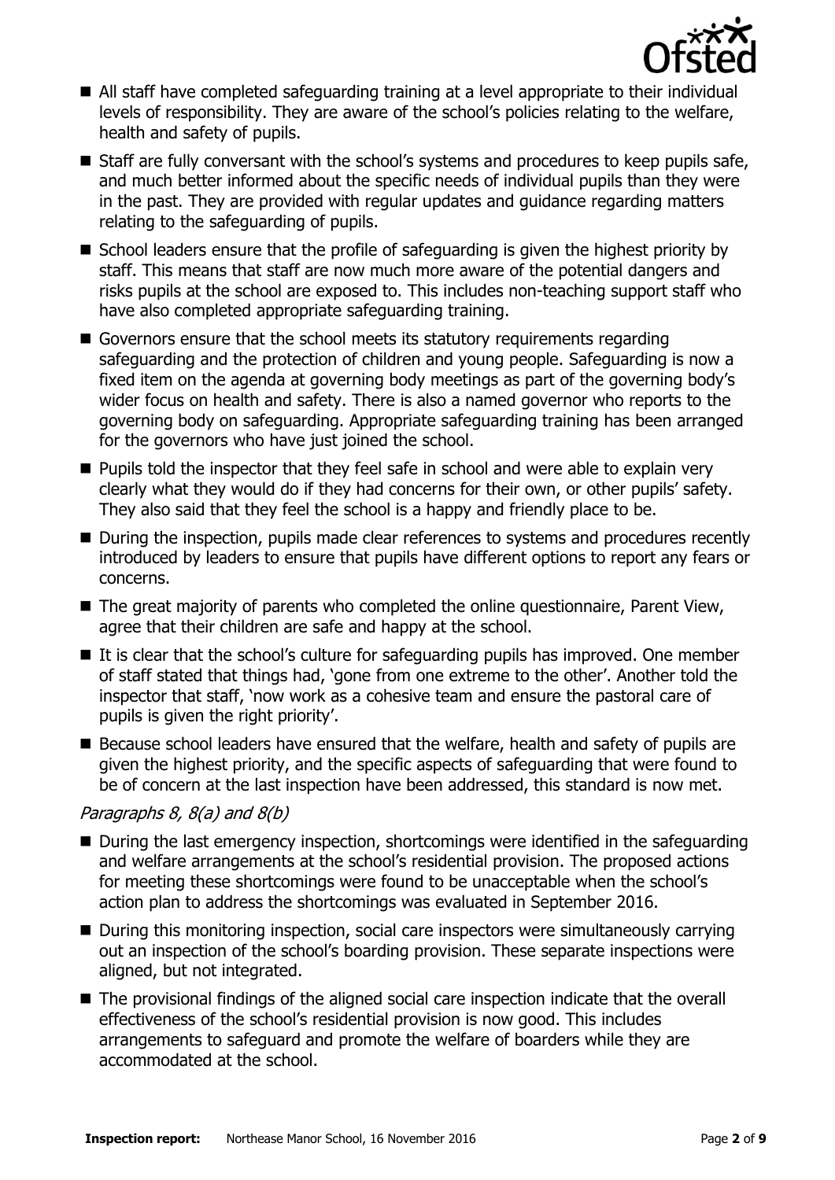- All staff have completed safeguarding training at a level appropriate to their individual levels of responsibility. They are aware of the school's policies relating to the welfare, health and safety of pupils.
- Staff are fully conversant with the school's systems and procedures to keep pupils safe, and much better informed about the specific needs of individual pupils than they were in the past. They are provided with regular updates and guidance regarding matters relating to the safeguarding of pupils.
- School leaders ensure that the profile of safeguarding is given the highest priority by staff. This means that staff are now much more aware of the potential dangers and risks pupils at the school are exposed to. This includes non-teaching support staff who have also completed appropriate safeguarding training.
- Governors ensure that the school meets its statutory requirements regarding safeguarding and the protection of children and young people. Safeguarding is now a fixed item on the agenda at governing body meetings as part of the governing body's wider focus on health and safety. There is also a named governor who reports to the governing body on safeguarding. Appropriate safeguarding training has been arranged for the governors who have just joined the school.
- Pupils told the inspector that they feel safe in school and were able to explain very clearly what they would do if they had concerns for their own, or other pupils' safety. They also said that they feel the school is a happy and friendly place to be.
- During the inspection, pupils made clear references to systems and procedures recently introduced by leaders to ensure that pupils have different options to report any fears or concerns.
- The great majority of parents who completed the online questionnaire, Parent View, agree that their children are safe and happy at the school.
- It is clear that the school's culture for safeguarding pupils has improved. One member of staff stated that things had, 'gone from one extreme to the other'. Another told the inspector that staff, 'now work as a cohesive team and ensure the pastoral care of pupils is given the right priority'.
- Because school leaders have ensured that the welfare, health and safety of pupils are given the highest priority, and the specific aspects of safeguarding that were found to be of concern at the last inspection have been addressed, this standard is now met.

*Paragraphs 8, 8(a) and 8(b)*

- During the last emergency inspection, shortcomings were identified in the safeguarding and welfare arrangements at the school's residential provision. The proposed actions for meeting these shortcomings were found to be unacceptable when the school's action plan to address the shortcomings was evaluated in September 2016.
- During this monitoring inspection, social care inspectors were simultaneously carrying out an inspection of the school's boarding provision. These separate inspections were aligned, but not integrated.
- The provisional findings of the aligned social care inspection indicate that the overall effectiveness of the school's residential provision is now good. This includes arrangements to safeguard and promote the welfare of boarders while they are accommodated at the school.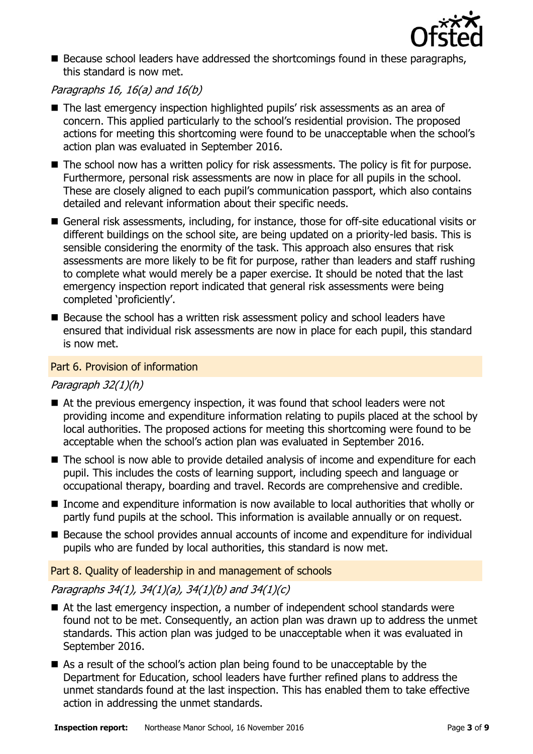- Because school leaders have addressed the shortcomings found in these paragraphs, this standard is now met.

*Paragraphs 16, 16(a) and 16(b)*

- The last emergency inspection highlighted pupils' risk assessments as an area of concern. This applied particularly to the school's residential provision. The proposed actions for meeting this shortcoming were found to be unacceptable when the school's action plan was evaluated in September 2016.
- The school now has a written policy for risk assessments. The policy is fit for purpose. Furthermore, personal risk assessments are now in place for all pupils in the school. These are closely aligned to each pupil's communication passport, which also contains detailed and relevant information about their specific needs.
- General risk assessments, including, for instance, those for off-site educational visits or different buildings on the school site, are being updated on a priority-led basis. This is sensible considering the enormity of the task. This approach also ensures that risk assessments are more likely to be fit for purpose, rather than leaders and staff rushing to complete what would merely be a paper exercise. It should be noted that the last emergency inspection report indicated that general risk assessments were being completed 'proficiently'.
- Because the school has a written risk assessment policy and school leaders have ensured that individual risk assessments are now in place for each pupil, this standard is now met.

## Part 6. Provision of information

*Paragraph 32(1)(h)*

- At the previous emergency inspection, it was found that school leaders were not providing income and expenditure information relating to pupils placed at the school by local authorities. The proposed actions for meeting this shortcoming were found to be acceptable when the school's action plan was evaluated in September 2016.
- The school is now able to provide detailed analysis of income and expenditure for each pupil. This includes the costs of learning support, including speech and language or occupational therapy, boarding and travel. Records are comprehensive and credible.
- Income and expenditure information is now available to local authorities that wholly or partly fund pupils at the school. This information is available annually or on request.
- Because the school provides annual accounts of income and expenditure for individual pupils who are funded by local authorities, this standard is now met.

## Part 8. Quality of leadership in and management of schools

*Paragraphs 34(1), 34(1)(a), 34(1)(b) and 34(1)(c)*

- At the last emergency inspection, a number of independent school standards were found not to be met. Consequently, an action plan was drawn up to address the unmet standards. This action plan was judged to be unacceptable when it was evaluated in September 2016.
- As a result of the school's action plan being found to be unacceptable by the Department for Education, school leaders have further refined plans to address the unmet standards found at the last inspection. This has enabled them to take effective action in addressing the unmet standards.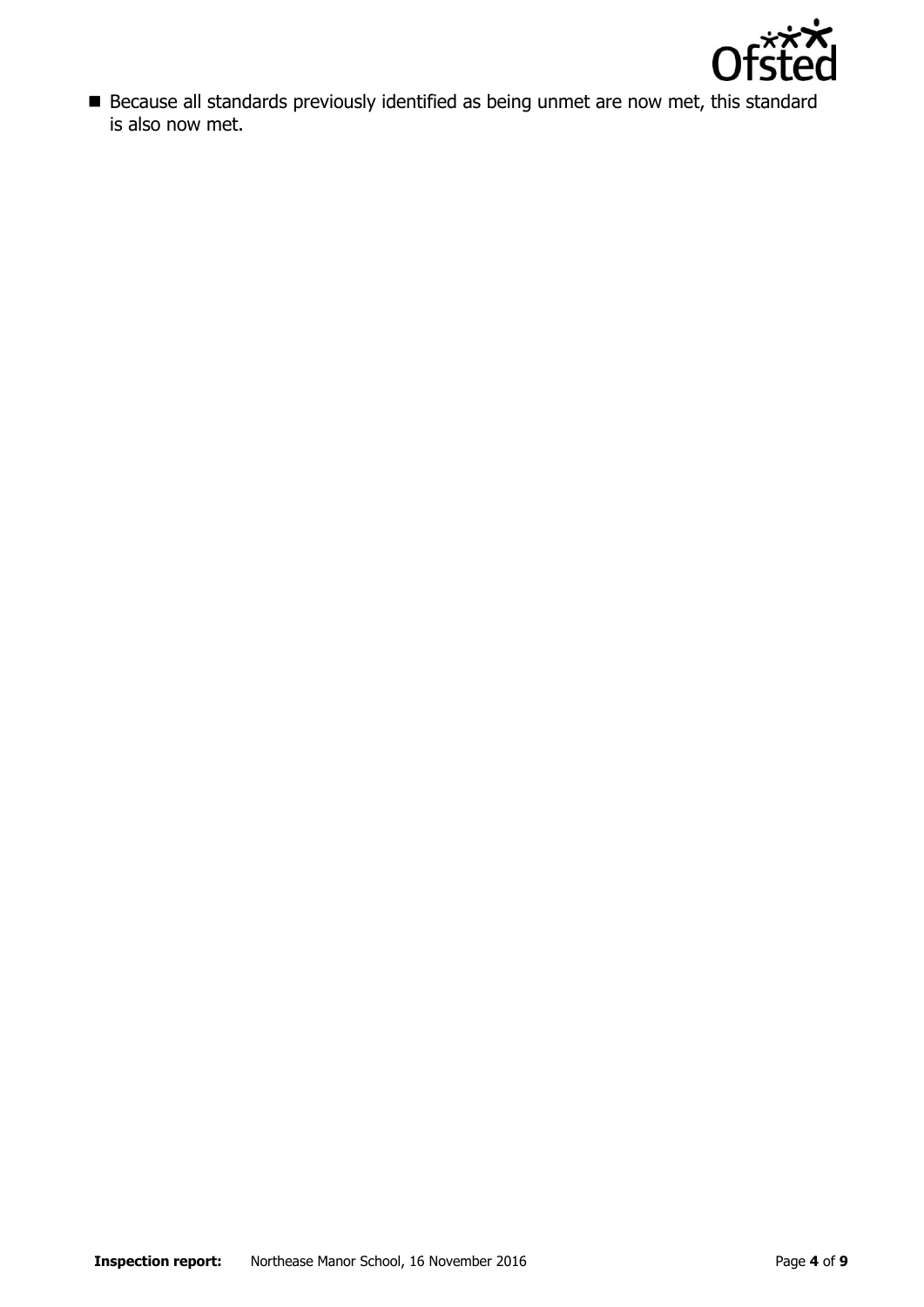- Because all standards previously identified as being unmet are now met, this standard is also now met.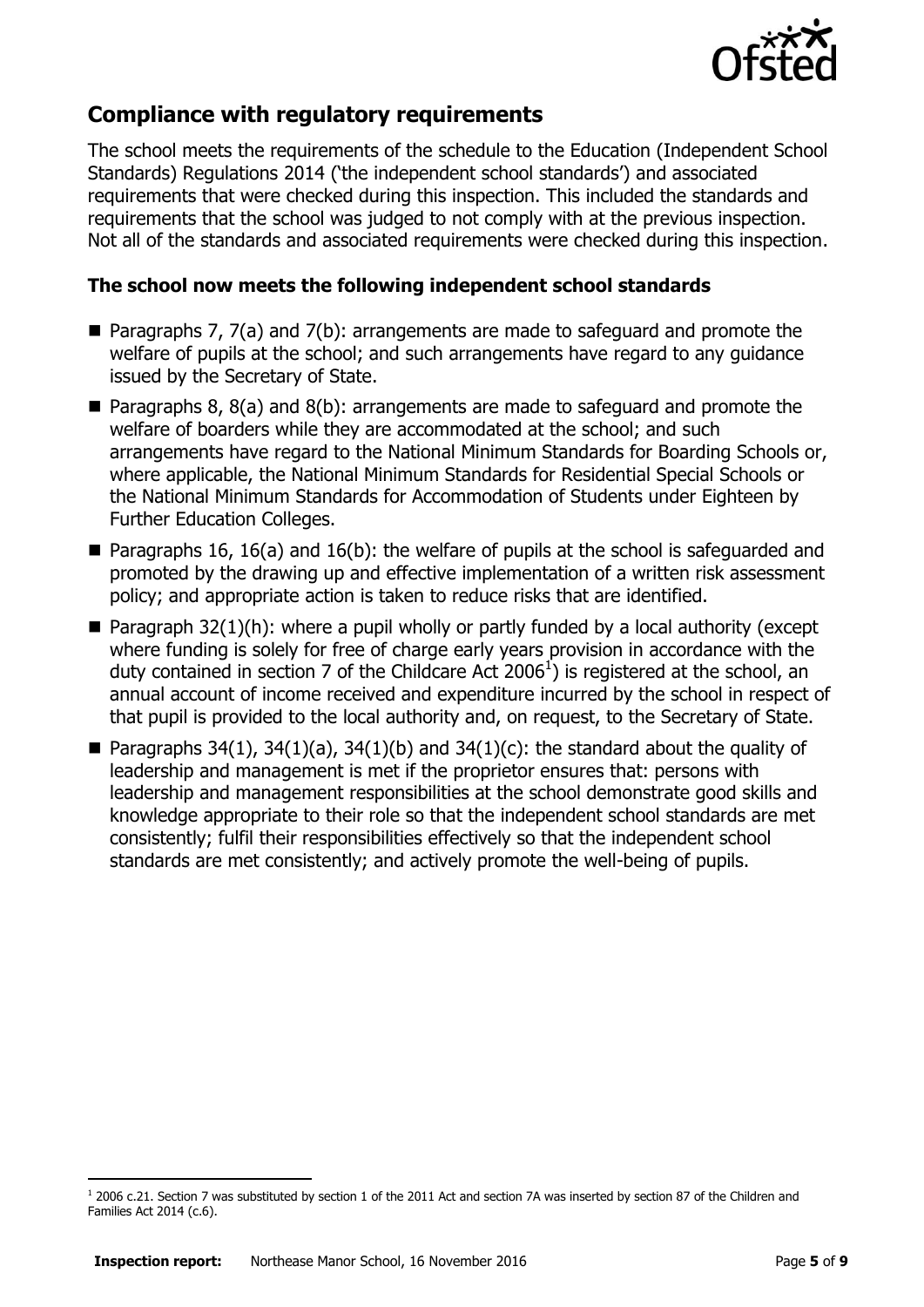## Compliance with regulatory requirements

The school meets the requirements of the schedule to the Education (Independent School Standards) Regulations 2014 ('the independent school standards') and associated requirements that were checked during this inspection. This included the standards and requirements that the school was judged to not comply with at the previous inspection. Not all of the standards and associated requirements were checked during this inspection.

### The school now meets the following independent school standards

- Paragraphs 7, 7(a) and 7(b): arrangements are made to safeguard and promote the welfare of pupils at the school; and such arrangements have regard to any guidance issued by the Secretary of State.
- Paragraphs 8, 8(a) and 8(b): arrangements are made to safeguard and promote the welfare of boarders while they are accommodated at the school; and such arrangements have regard to the National Minimum Standards for Boarding Schools or, where applicable, the National Minimum Standards for Residential Special Schools or the National Minimum Standards for Accommodation of Students under Eighteen by Further Education Colleges.
- Paragraphs 16, 16(a) and 16(b): the welfare of pupils at the school is safeguarded and promoted by the drawing up and effective implementation of a written risk assessment policy; and appropriate action is taken to reduce risks that are identified.
- Paragraph 32(1)(h): where a pupil wholly or partly funded by a local authority (except where funding is solely for free of charge early years provision in accordance with the duty contained in section 7 of the Childcare Act 2006[1]) is registered at the school, an annual account of income received and expenditure incurred by the school in respect of that pupil is provided to the local authority and, on request, to the Secretary of State.
- Paragraphs 34(1), 34(1)(a), 34(1)(b) and 34(1)(c): the standard about the quality of leadership and management is met if the proprietor ensures that: persons with leadership and management responsibilities at the school demonstrate good skills and knowledge appropriate to their role so that the independent school standards are met consistently; fulfil their responsibilities effectively so that the independent school standards are met consistently; and actively promote the well-being of pupils.

[1] 2006 c.21. Section 7 was substituted by section 1 of the 2011 Act and section 7A was inserted by section 87 of the Children and Families Act 2014 (c.6).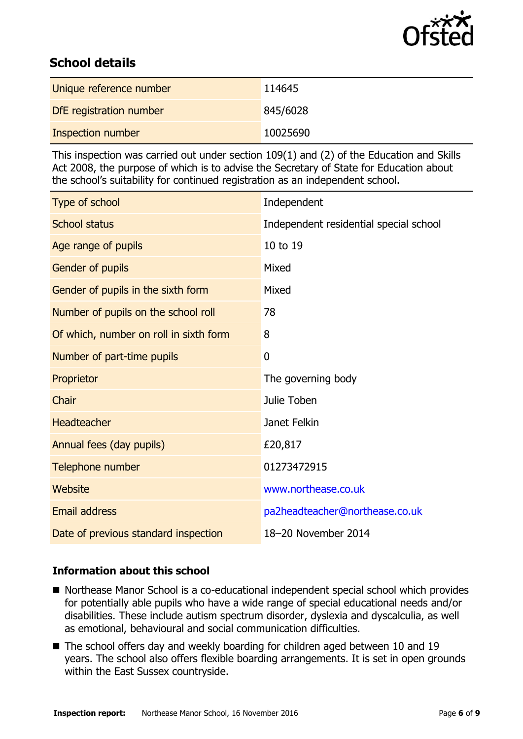## School details

| | |
|---|---|
| Unique reference number | 114645 |
| DfE registration number | 845/6028 |
| Inspection number | 10025690 |

This inspection was carried out under section 109(1) and (2) of the Education and Skills Act 2008, the purpose of which is to advise the Secretary of State for Education about the school's suitability for continued registration as an independent school.

| | |
|---|---|
| Type of school | Independent |
| School status | Independent residential special school |
| Age range of pupils | 10 to 19 |
| Gender of pupils | Mixed |
| Gender of pupils in the sixth form | Mixed |
| Number of pupils on the school roll | 78 |
| Of which, number on roll in sixth form | 8 |
| Number of part-time pupils | 0 |
| Proprietor | The governing body |
| Chair | Julie Toben |
| Headteacher | Janet Felkin |
| Annual fees (day pupils) | £20,817 |
| Telephone number | 01273472915 |
| Website | www.northease.co.uk |
| Email address | pa2headteacher@northease.co.uk |
| Date of previous standard inspection | 18–20 November 2014 |

### Information about this school

- Northease Manor School is a co-educational independent special school which provides for potentially able pupils who have a wide range of special educational needs and/or disabilities. These include autism spectrum disorder, dyslexia and dyscalculia, as well as emotional, behavioural and social communication difficulties.
- The school offers day and weekly boarding for children aged between 10 and 19 years. The school also offers flexible boarding arrangements. It is set in open grounds within the East Sussex countryside.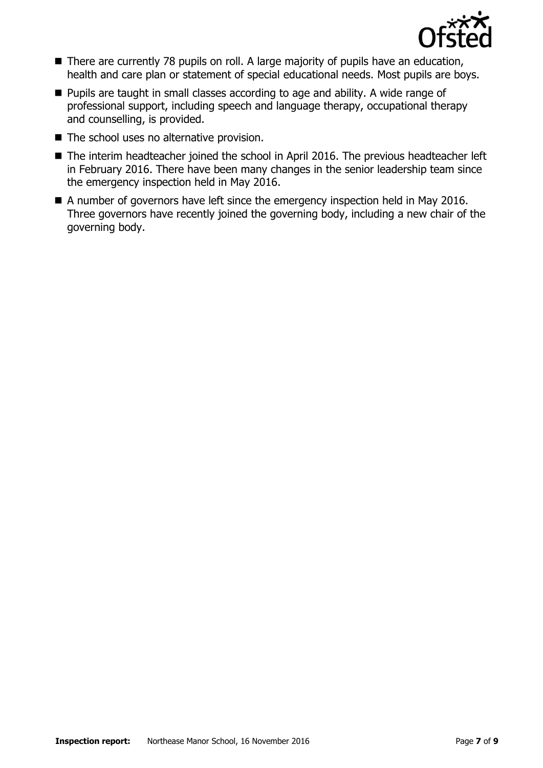- There are currently 78 pupils on roll. A large majority of pupils have an education, health and care plan or statement of special educational needs. Most pupils are boys.
- Pupils are taught in small classes according to age and ability. A wide range of professional support, including speech and language therapy, occupational therapy and counselling, is provided.
- The school uses no alternative provision.
- The interim headteacher joined the school in April 2016. The previous headteacher left in February 2016. There have been many changes in the senior leadership team since the emergency inspection held in May 2016.
- A number of governors have left since the emergency inspection held in May 2016. Three governors have recently joined the governing body, including a new chair of the governing body.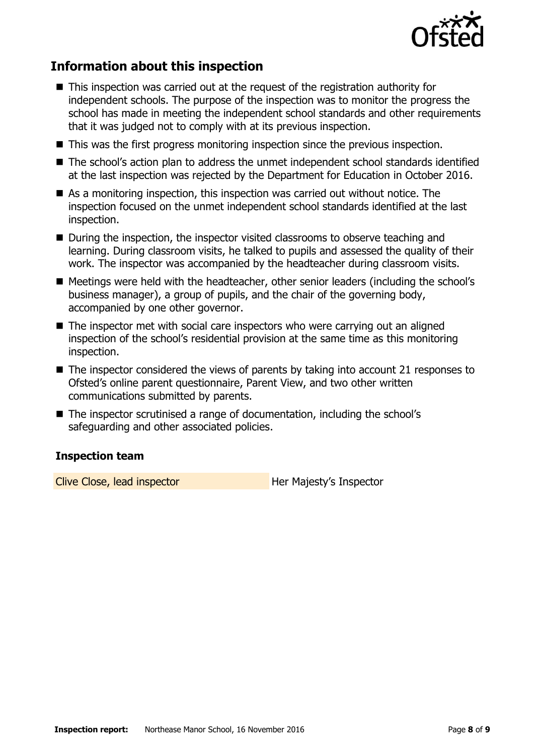## Information about this inspection

- This inspection was carried out at the request of the registration authority for independent schools. The purpose of the inspection was to monitor the progress the school has made in meeting the independent school standards and other requirements that it was judged not to comply with at its previous inspection.
- This was the first progress monitoring inspection since the previous inspection.
- The school's action plan to address the unmet independent school standards identified at the last inspection was rejected by the Department for Education in October 2016.
- As a monitoring inspection, this inspection was carried out without notice. The inspection focused on the unmet independent school standards identified at the last inspection.
- During the inspection, the inspector visited classrooms to observe teaching and learning. During classroom visits, he talked to pupils and assessed the quality of their work. The inspector was accompanied by the headteacher during classroom visits.
- Meetings were held with the headteacher, other senior leaders (including the school's business manager), a group of pupils, and the chair of the governing body, accompanied by one other governor.
- The inspector met with social care inspectors who were carrying out an aligned inspection of the school's residential provision at the same time as this monitoring inspection.
- The inspector considered the views of parents by taking into account 21 responses to Ofsted's online parent questionnaire, Parent View, and two other written communications submitted by parents.
- The inspector scrutinised a range of documentation, including the school's safeguarding and other associated policies.

### Inspection team

| | |
|---|---|
| Clive Close, lead inspector | Her Majesty's Inspector |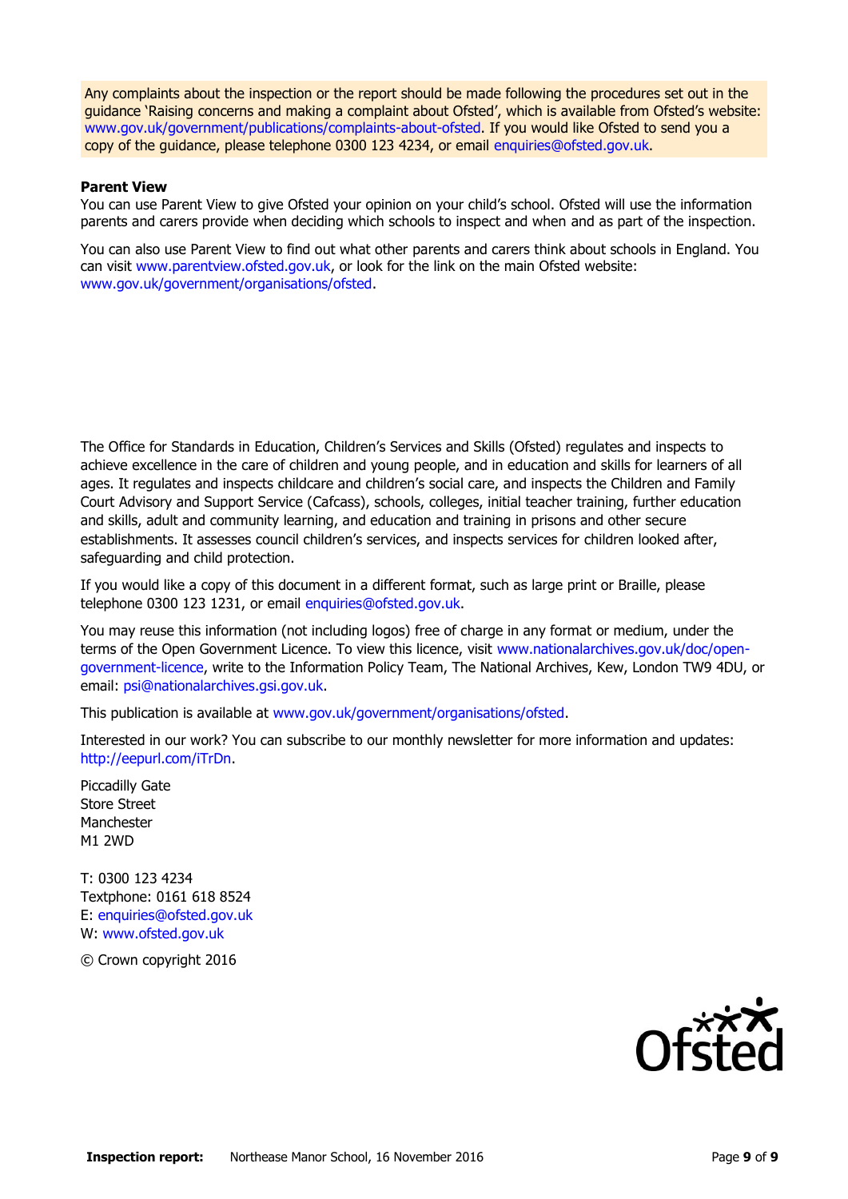Any complaints about the inspection or the report should be made following the procedures set out in the guidance 'Raising concerns and making a complaint about Ofsted', which is available from Ofsted's website: www.gov.uk/government/publications/complaints-about-ofsted. If you would like Ofsted to send you a copy of the guidance, please telephone 0300 123 4234, or email enquiries@ofsted.gov.uk.

**Parent View**

You can use Parent View to give Ofsted your opinion on your child's school. Ofsted will use the information parents and carers provide when deciding which schools to inspect and when and as part of the inspection.

You can also use Parent View to find out what other parents and carers think about schools in England. You can visit www.parentview.ofsted.gov.uk, or look for the link on the main Ofsted website: www.gov.uk/government/organisations/ofsted.

The Office for Standards in Education, Children's Services and Skills (Ofsted) regulates and inspects to achieve excellence in the care of children and young people, and in education and skills for learners of all ages. It regulates and inspects childcare and children's social care, and inspects the Children and Family Court Advisory and Support Service (Cafcass), schools, colleges, initial teacher training, further education and skills, adult and community learning, and education and training in prisons and other secure establishments. It assesses council children's services, and inspects services for children looked after, safeguarding and child protection.

If you would like a copy of this document in a different format, such as large print or Braille, please telephone 0300 123 1231, or email enquiries@ofsted.gov.uk.

You may reuse this information (not including logos) free of charge in any format or medium, under the terms of the Open Government Licence. To view this licence, visit www.nationalarchives.gov.uk/doc/open-government-licence, write to the Information Policy Team, The National Archives, Kew, London TW9 4DU, or email: psi@nationalarchives.gsi.gov.uk.

This publication is available at www.gov.uk/government/organisations/ofsted.

Interested in our work? You can subscribe to our monthly newsletter for more information and updates: http://eepurl.com/iTrDn.

Piccadilly Gate
Store Street
Manchester
M1 2WD

T: 0300 123 4234
Textphone: 0161 618 8524
E: enquiries@ofsted.gov.uk
W: www.ofsted.gov.uk

© Crown copyright 2016